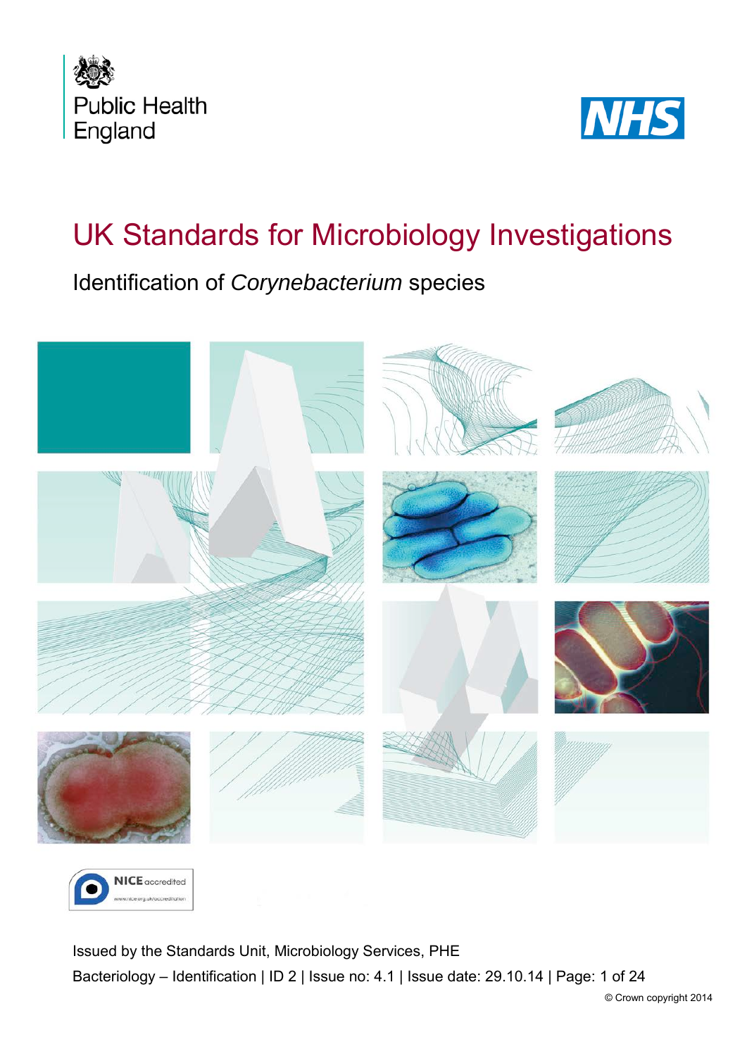Public Health England

NHS

# UK Standards for Microbiology Investigations

## Identification of *Corynebacterium* species

NICE accredited
www.nice.org.uk/accreditation

Issued by the Standards Unit, Microbiology Services, PHE

Bacteriology – Identification | ID 2 | Issue no: 4.1 | Issue date: 29.10.14 | Page: 1 of 24

© Crown copyright 2014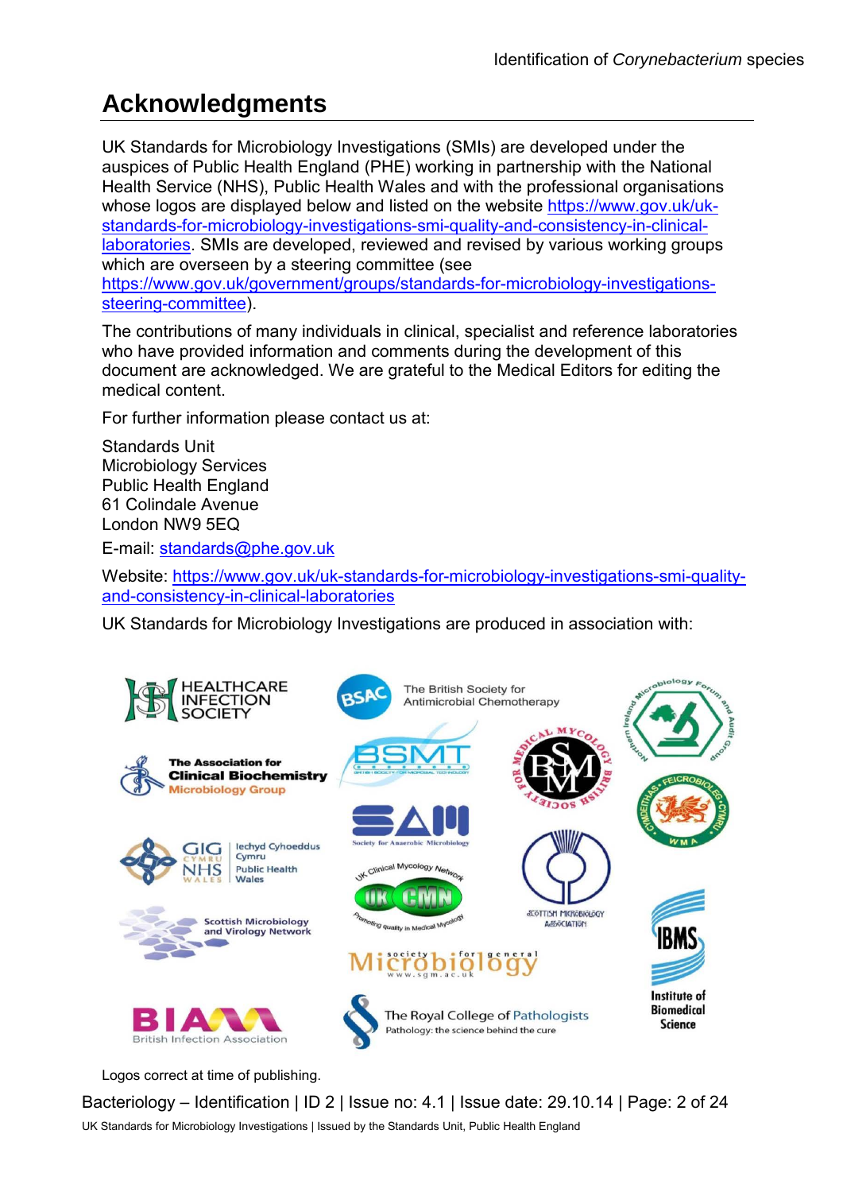# Acknowledgments

UK Standards for Microbiology Investigations (SMIs) are developed under the auspices of Public Health England (PHE) working in partnership with the National Health Service (NHS), Public Health Wales and with the professional organisations whose logos are displayed below and listed on the website https://www.gov.uk/uk-standards-for-microbiology-investigations-smi-quality-and-consistency-in-clinical-laboratories. SMIs are developed, reviewed and revised by various working groups which are overseen by a steering committee (see https://www.gov.uk/government/groups/standards-for-microbiology-investigations-steering-committee).

The contributions of many individuals in clinical, specialist and reference laboratories who have provided information and comments during the development of this document are acknowledged. We are grateful to the Medical Editors for editing the medical content.

For further information please contact us at:

Standards Unit
Microbiology Services
Public Health England
61 Colindale Avenue
London NW9 5EQ

E-mail: standards@phe.gov.uk

Website: https://www.gov.uk/uk-standards-for-microbiology-investigations-smi-quality-and-consistency-in-clinical-laboratories

UK Standards for Microbiology Investigations are produced in association with:

Logos correct at time of publishing.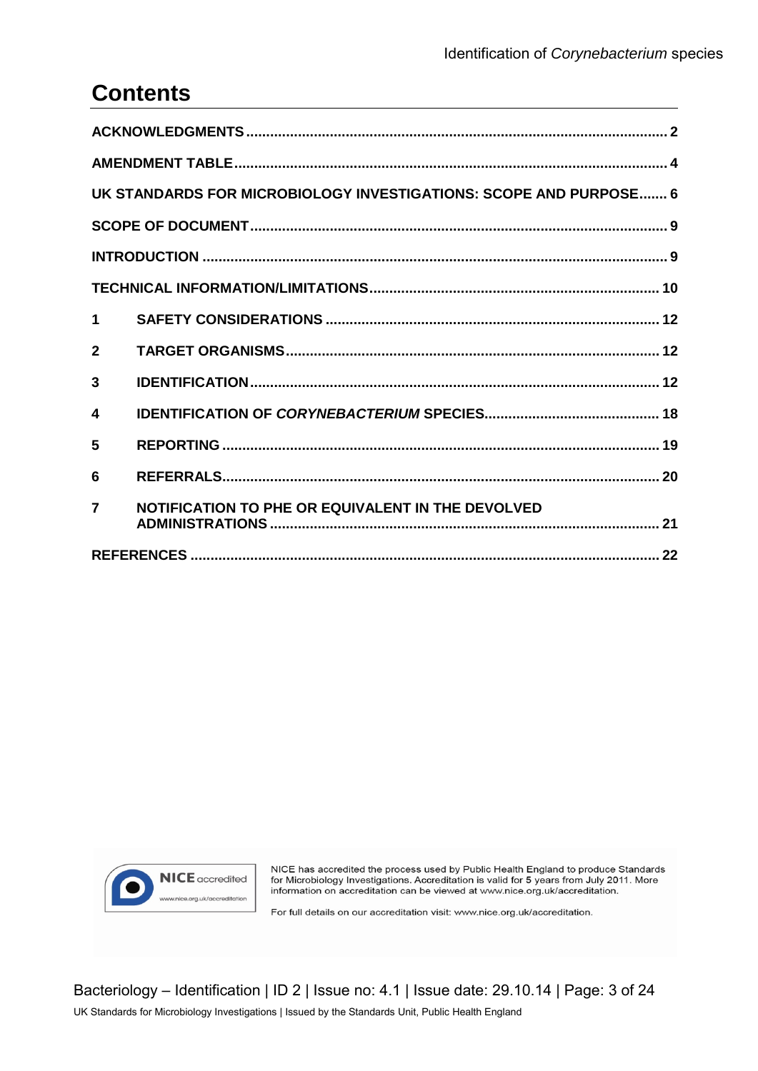# Contents

ACKNOWLEDGMENTS ........................................................................................................ 2

AMENDMENT TABLE ........................................................................................................ 4

UK STANDARDS FOR MICROBIOLOGY INVESTIGATIONS: SCOPE AND PURPOSE ....... 6

SCOPE OF DOCUMENT ........................................................................................................ 9

INTRODUCTION ........................................................................................................ 9

TECHNICAL INFORMATION/LIMITATIONS ........................................................................ 10

1 SAFETY CONSIDERATIONS ........................................................................................ 12

2 TARGET ORGANISMS ........................................................................................ 12

3 IDENTIFICATION ........................................................................................ 12

4 IDENTIFICATION OF *CORYNEBACTERIUM* SPECIES ........................................... 18

5 REPORTING ........................................................................................ 19

6 REFERRALS ........................................................................................ 20

7 NOTIFICATION TO PHE OR EQUIVALENT IN THE DEVOLVED ADMINISTRATIONS ........................................................................................ 21

REFERENCES ........................................................................................................ 22

NICE accredited
www.nice.org.uk/accreditation

NICE has accredited the process used by Public Health England to produce Standards for Microbiology Investigations. Accreditation is valid for 5 years from July 2011. More information on accreditation can be viewed at www.nice.org.uk/accreditation.

For full details on our accreditation visit: www.nice.org.uk/accreditation.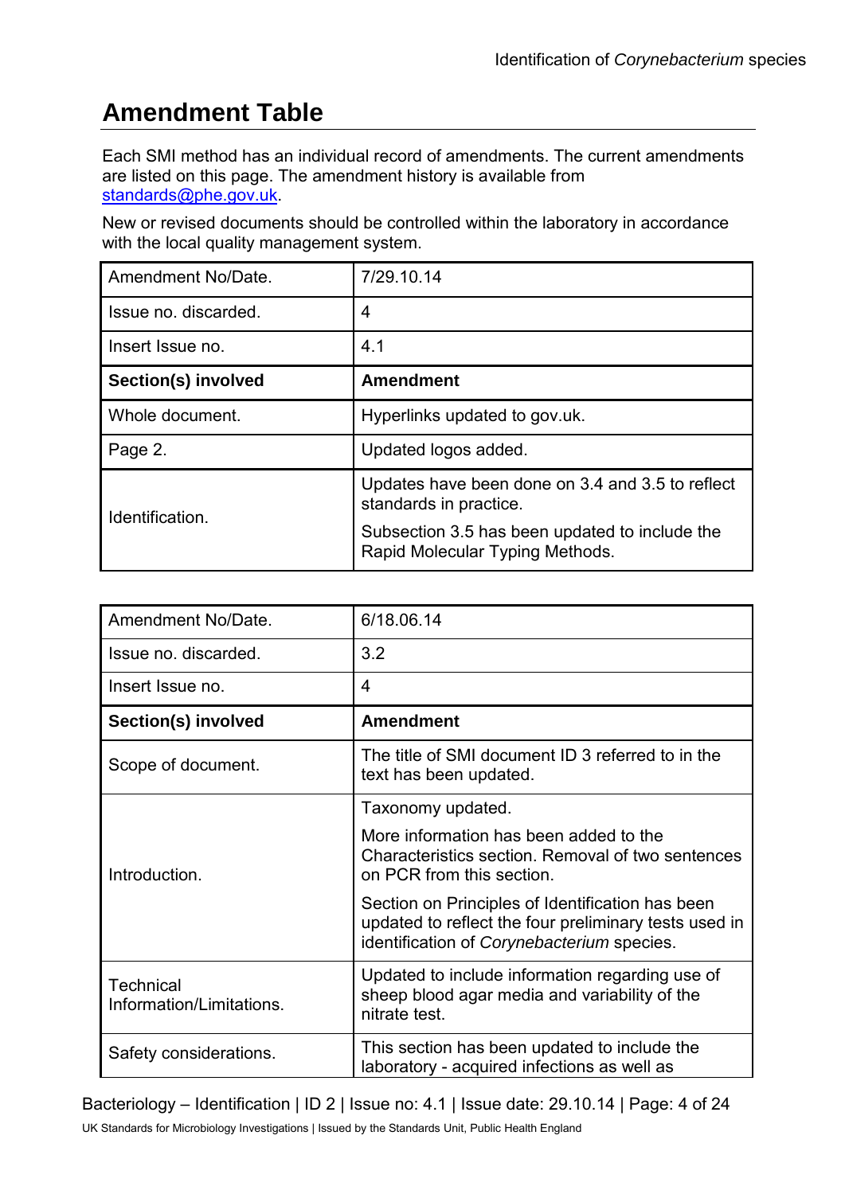## Amendment Table

Each SMI method has an individual record of amendments. The current amendments are listed on this page. The amendment history is available from standards@phe.gov.uk.

New or revised documents should be controlled within the laboratory in accordance with the local quality management system.

| Amendment No/Date. | 7/29.10.14 |
|---|---|
| Issue no. discarded. | 4 |
| Insert Issue no. | 4.1 |
| **Section(s) involved** | **Amendment** |
| Whole document. | Hyperlinks updated to gov.uk. |
| Page 2. | Updated logos added. |
| Identification. | Updates have been done on 3.4 and 3.5 to reflect standards in practice.<br><br>Subsection 3.5 has been updated to include the Rapid Molecular Typing Methods. |

| Amendment No/Date. | 6/18.06.14 |
|---|---|
| Issue no. discarded. | 3.2 |
| Insert Issue no. | 4 |
| **Section(s) involved** | **Amendment** |
| Scope of document. | The title of SMI document ID 3 referred to in the text has been updated. |
| Introduction. | Taxonomy updated.<br><br>More information has been added to the Characteristics section. Removal of two sentences on PCR from this section.<br><br>Section on Principles of Identification has been updated to reflect the four preliminary tests used in identification of *Corynebacterium* species. |
| Technical Information/Limitations. | Updated to include information regarding use of sheep blood agar media and variability of the nitrate test. |
| Safety considerations. | This section has been updated to include the laboratory - acquired infections as well as |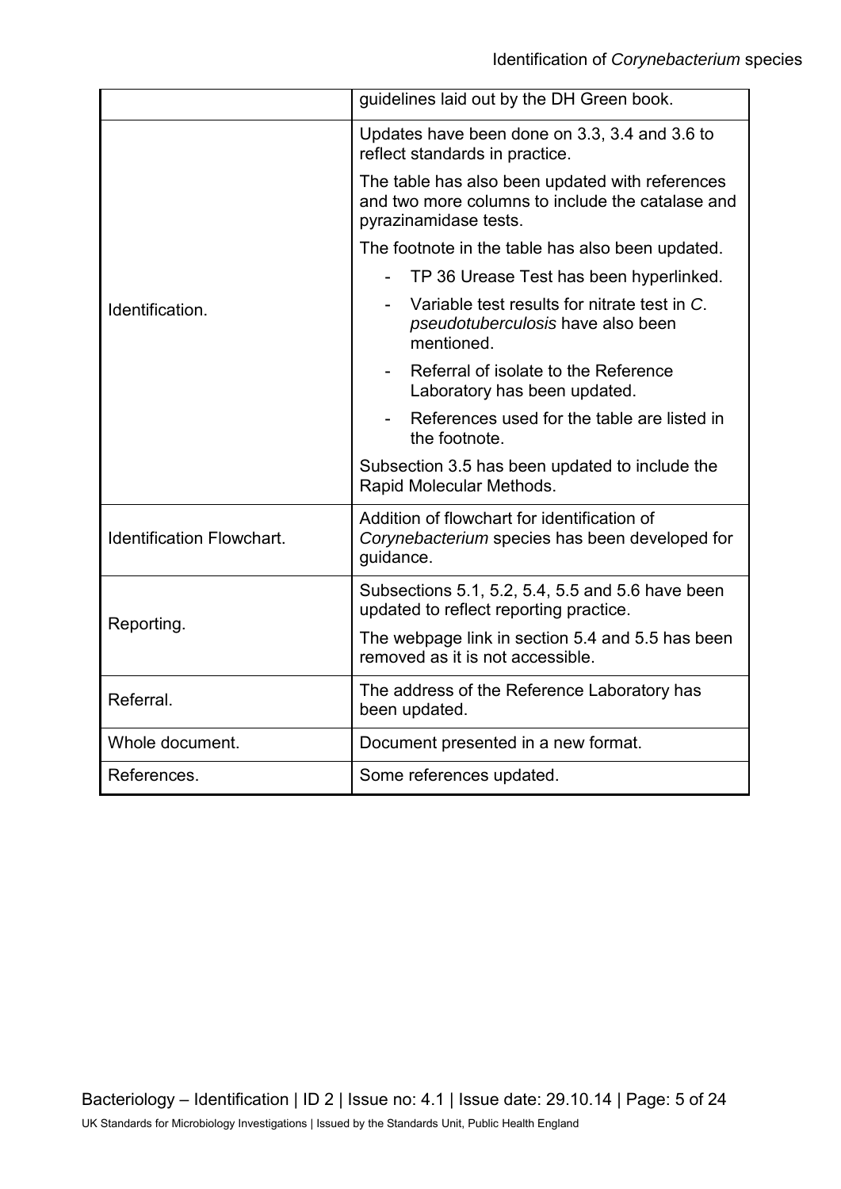| | |
|---|---|
| | guidelines laid out by the DH Green book. |
| Identification. | Updates have been done on 3.3, 3.4 and 3.6 to reflect standards in practice.<br><br>The table has also been updated with references and two more columns to include the catalase and pyrazinamidase tests.<br><br>The footnote in the table has also been updated.<br>- TP 36 Urease Test has been hyperlinked.<br>- Variable test results for nitrate test in *C. pseudotuberculosis* have also been mentioned.<br>- Referral of isolate to the Reference Laboratory has been updated.<br>- References used for the table are listed in the footnote.<br><br>Subsection 3.5 has been updated to include the Rapid Molecular Methods. |
| Identification Flowchart. | Addition of flowchart for identification of *Corynebacterium* species has been developed for guidance. |
| Reporting. | Subsections 5.1, 5.2, 5.4, 5.5 and 5.6 have been updated to reflect reporting practice.<br><br>The webpage link in section 5.4 and 5.5 has been removed as it is not accessible. |
| Referral. | The address of the Reference Laboratory has been updated. |
| Whole document. | Document presented in a new format. |
| References. | Some references updated. |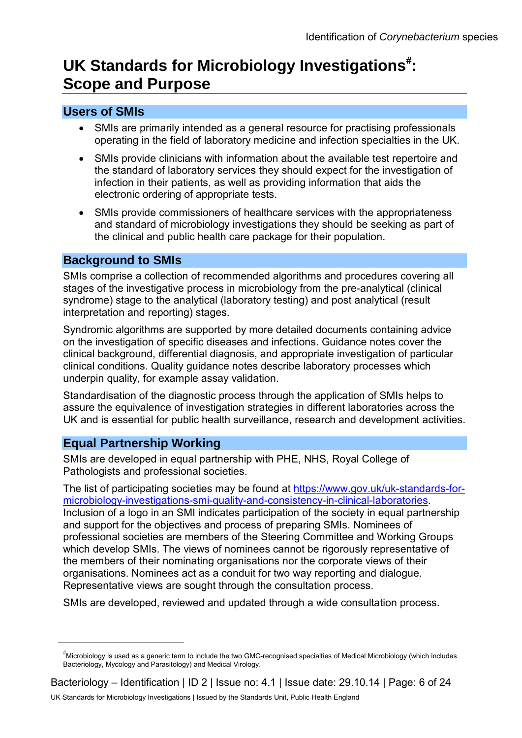# UK Standards for Microbiology Investigations[#]: Scope and Purpose

## Users of SMIs

- SMIs are primarily intended as a general resource for practising professionals operating in the field of laboratory medicine and infection specialties in the UK.
- SMIs provide clinicians with information about the available test repertoire and the standard of laboratory services they should expect for the investigation of infection in their patients, as well as providing information that aids the electronic ordering of appropriate tests.
- SMIs provide commissioners of healthcare services with the appropriateness and standard of microbiology investigations they should be seeking as part of the clinical and public health care package for their population.

## Background to SMIs

SMIs comprise a collection of recommended algorithms and procedures covering all stages of the investigative process in microbiology from the pre-analytical (clinical syndrome) stage to the analytical (laboratory testing) and post analytical (result interpretation and reporting) stages.

Syndromic algorithms are supported by more detailed documents containing advice on the investigation of specific diseases and infections. Guidance notes cover the clinical background, differential diagnosis, and appropriate investigation of particular clinical conditions. Quality guidance notes describe laboratory processes which underpin quality, for example assay validation.

Standardisation of the diagnostic process through the application of SMIs helps to assure the equivalence of investigation strategies in different laboratories across the UK and is essential for public health surveillance, research and development activities.

## Equal Partnership Working

SMIs are developed in equal partnership with PHE, NHS, Royal College of Pathologists and professional societies.

The list of participating societies may be found at https://www.gov.uk/uk-standards-for-microbiology-investigations-smi-quality-and-consistency-in-clinical-laboratories. Inclusion of a logo in an SMI indicates participation of the society in equal partnership and support for the objectives and process of preparing SMIs. Nominees of professional societies are members of the Steering Committee and Working Groups which develop SMIs. The views of nominees cannot be rigorously representative of the members of their nominating organisations nor the corporate views of their organisations. Nominees act as a conduit for two way reporting and dialogue. Representative views are sought through the consultation process.

SMIs are developed, reviewed and updated through a wide consultation process.

[#] Microbiology is used as a generic term to include the two GMC-recognised specialties of Medical Microbiology (which includes Bacteriology, Mycology and Parasitology) and Medical Virology.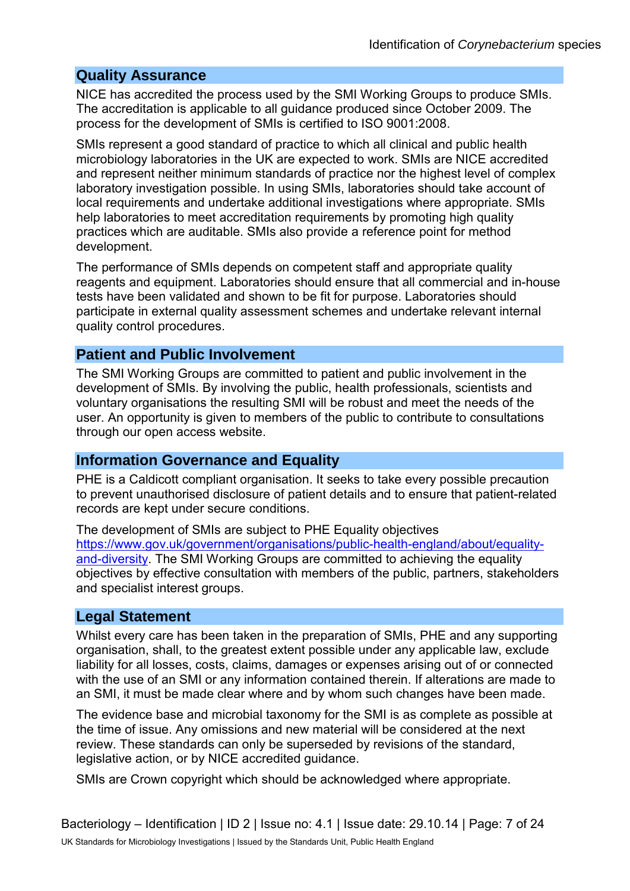## Quality Assurance

NICE has accredited the process used by the SMI Working Groups to produce SMIs. The accreditation is applicable to all guidance produced since October 2009. The process for the development of SMIs is certified to ISO 9001:2008.

SMIs represent a good standard of practice to which all clinical and public health microbiology laboratories in the UK are expected to work. SMIs are NICE accredited and represent neither minimum standards of practice nor the highest level of complex laboratory investigation possible. In using SMIs, laboratories should take account of local requirements and undertake additional investigations where appropriate. SMIs help laboratories to meet accreditation requirements by promoting high quality practices which are auditable. SMIs also provide a reference point for method development.

The performance of SMIs depends on competent staff and appropriate quality reagents and equipment. Laboratories should ensure that all commercial and in-house tests have been validated and shown to be fit for purpose. Laboratories should participate in external quality assessment schemes and undertake relevant internal quality control procedures.

## Patient and Public Involvement

The SMI Working Groups are committed to patient and public involvement in the development of SMIs. By involving the public, health professionals, scientists and voluntary organisations the resulting SMI will be robust and meet the needs of the user. An opportunity is given to members of the public to contribute to consultations through our open access website.

## Information Governance and Equality

PHE is a Caldicott compliant organisation. It seeks to take every possible precaution to prevent unauthorised disclosure of patient details and to ensure that patient-related records are kept under secure conditions.

The development of SMIs are subject to PHE Equality objectives https://www.gov.uk/government/organisations/public-health-england/about/equality-and-diversity. The SMI Working Groups are committed to achieving the equality objectives by effective consultation with members of the public, partners, stakeholders and specialist interest groups.

## Legal Statement

Whilst every care has been taken in the preparation of SMIs, PHE and any supporting organisation, shall, to the greatest extent possible under any applicable law, exclude liability for all losses, costs, claims, damages or expenses arising out of or connected with the use of an SMI or any information contained therein. If alterations are made to an SMI, it must be made clear where and by whom such changes have been made.

The evidence base and microbial taxonomy for the SMI is as complete as possible at the time of issue. Any omissions and new material will be considered at the next review. These standards can only be superseded by revisions of the standard, legislative action, or by NICE accredited guidance.

SMIs are Crown copyright which should be acknowledged where appropriate.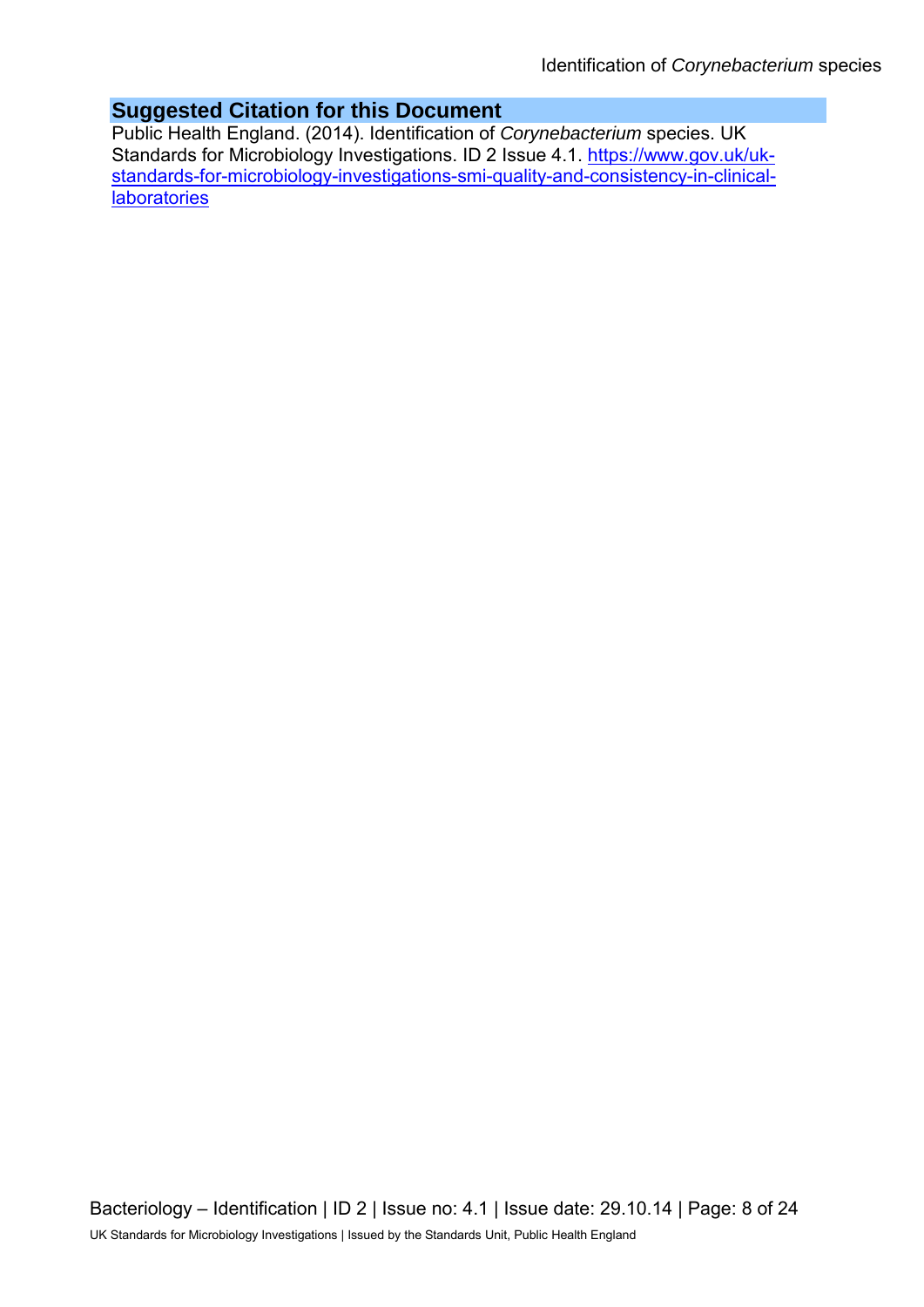## Suggested Citation for this Document

Public Health England. (2014). Identification of *Corynebacterium* species. UK Standards for Microbiology Investigations. ID 2 Issue 4.1. [https://www.gov.uk/uk-standards-for-microbiology-investigations-smi-quality-and-consistency-in-clinical-laboratories](https://www.gov.uk/uk-standards-for-microbiology-investigations-smi-quality-and-consistency-in-clinical-laboratories)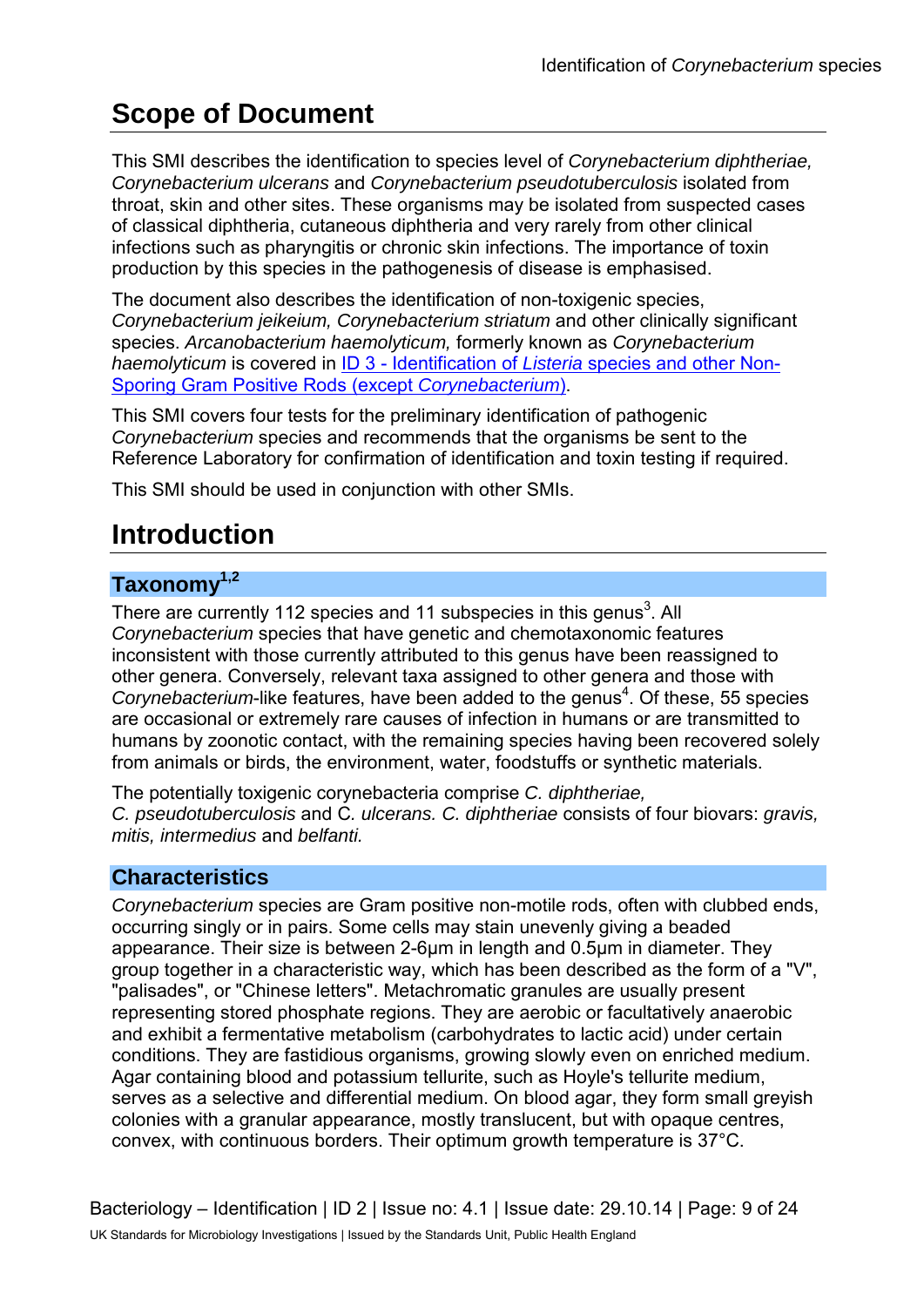# Scope of Document

This SMI describes the identification to species level of *Corynebacterium diphtheriae, Corynebacterium ulcerans* and *Corynebacterium pseudotuberculosis* isolated from throat, skin and other sites. These organisms may be isolated from suspected cases of classical diphtheria, cutaneous diphtheria and very rarely from other clinical infections such as pharyngitis or chronic skin infections. The importance of toxin production by this species in the pathogenesis of disease is emphasised.

The document also describes the identification of non-toxigenic species, *Corynebacterium jeikeium, Corynebacterium striatum* and other clinically significant species. *Arcanobacterium haemolyticum,* formerly known as *Corynebacterium haemolyticum* is covered in ID 3 - Identification of *Listeria* species and other Non-Sporing Gram Positive Rods (except *Corynebacterium*).

This SMI covers four tests for the preliminary identification of pathogenic *Corynebacterium* species and recommends that the organisms be sent to the Reference Laboratory for confirmation of identification and toxin testing if required.

This SMI should be used in conjunction with other SMIs.

# Introduction

## Taxonomy[1,2]

There are currently 112 species and 11 subspecies in this genus[3]. All *Corynebacterium* species that have genetic and chemotaxonomic features inconsistent with those currently attributed to this genus have been reassigned to other genera. Conversely, relevant taxa assigned to other genera and those with *Corynebacterium*-like features, have been added to the genus[4]. Of these, 55 species are occasional or extremely rare causes of infection in humans or are transmitted to humans by zoonotic contact, with the remaining species having been recovered solely from animals or birds, the environment, water, foodstuffs or synthetic materials.

The potentially toxigenic corynebacteria comprise *C. diphtheriae, C. pseudotuberculosis* and C. *ulcerans. C. diphtheriae* consists of four biovars: *gravis, mitis, intermedius* and *belfanti.*

## Characteristics

*Corynebacterium* species are Gram positive non-motile rods, often with clubbed ends, occurring singly or in pairs. Some cells may stain unevenly giving a beaded appearance. Their size is between 2-6µm in length and 0.5µm in diameter. They group together in a characteristic way, which has been described as the form of a "V", "palisades", or "Chinese letters". Metachromatic granules are usually present representing stored phosphate regions. They are aerobic or facultatively anaerobic and exhibit a fermentative metabolism (carbohydrates to lactic acid) under certain conditions. They are fastidious organisms, growing slowly even on enriched medium. Agar containing blood and potassium tellurite, such as Hoyle's tellurite medium, serves as a selective and differential medium. On blood agar, they form small greyish colonies with a granular appearance, mostly translucent, but with opaque centres, convex, with continuous borders. Their optimum growth temperature is 37°C.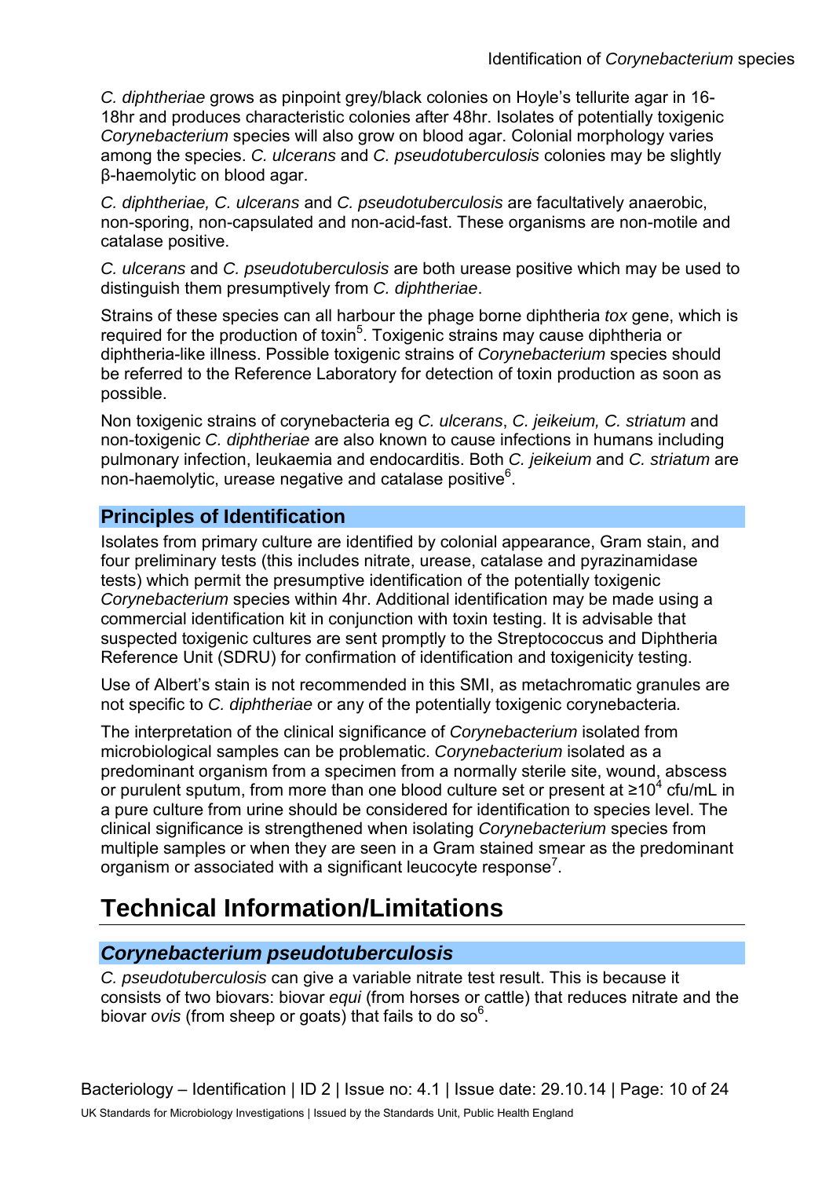*C. diphtheriae* grows as pinpoint grey/black colonies on Hoyle's tellurite agar in 16-18hr and produces characteristic colonies after 48hr. Isolates of potentially toxigenic *Corynebacterium* species will also grow on blood agar. Colonial morphology varies among the species. *C. ulcerans* and *C. pseudotuberculosis* colonies may be slightly β-haemolytic on blood agar.

*C. diphtheriae, C. ulcerans* and *C. pseudotuberculosis* are facultatively anaerobic, non-sporing, non-capsulated and non-acid-fast. These organisms are non-motile and catalase positive.

*C. ulcerans* and *C. pseudotuberculosis* are both urease positive which may be used to distinguish them presumptively from *C. diphtheriae*.

Strains of these species can all harbour the phage borne diphtheria *tox* gene, which is required for the production of toxin[5]. Toxigenic strains may cause diphtheria or diphtheria-like illness. Possible toxigenic strains of *Corynebacterium* species should be referred to the Reference Laboratory for detection of toxin production as soon as possible.

Non toxigenic strains of corynebacteria eg *C. ulcerans*, *C. jeikeium, C. striatum* and non-toxigenic *C. diphtheriae* are also known to cause infections in humans including pulmonary infection, leukaemia and endocarditis. Both *C. jeikeium* and *C. striatum* are non-haemolytic, urease negative and catalase positive[6].

## Principles of Identification

Isolates from primary culture are identified by colonial appearance, Gram stain, and four preliminary tests (this includes nitrate, urease, catalase and pyrazinamidase tests) which permit the presumptive identification of the potentially toxigenic *Corynebacterium* species within 4hr. Additional identification may be made using a commercial identification kit in conjunction with toxin testing. It is advisable that suspected toxigenic cultures are sent promptly to the Streptococcus and Diphtheria Reference Unit (SDRU) for confirmation of identification and toxigenicity testing.

Use of Albert's stain is not recommended in this SMI, as metachromatic granules are not specific to *C. diphtheriae* or any of the potentially toxigenic corynebacteria*.*

The interpretation of the clinical significance of *Corynebacterium* isolated from microbiological samples can be problematic. *Corynebacterium* isolated as a predominant organism from a specimen from a normally sterile site, wound, abscess or purulent sputum, from more than one blood culture set or present at $\geq 10^4$ cfu/mL in a pure culture from urine should be considered for identification to species level. The clinical significance is strengthened when isolating *Corynebacterium* species from multiple samples or when they are seen in a Gram stained smear as the predominant organism or associated with a significant leucocyte response[7].

# Technical Information/Limitations

## *Corynebacterium pseudotuberculosis*

*C. pseudotuberculosis* can give a variable nitrate test result. This is because it consists of two biovars: biovar *equi* (from horses or cattle) that reduces nitrate and the biovar *ovis* (from sheep or goats) that fails to do so[6].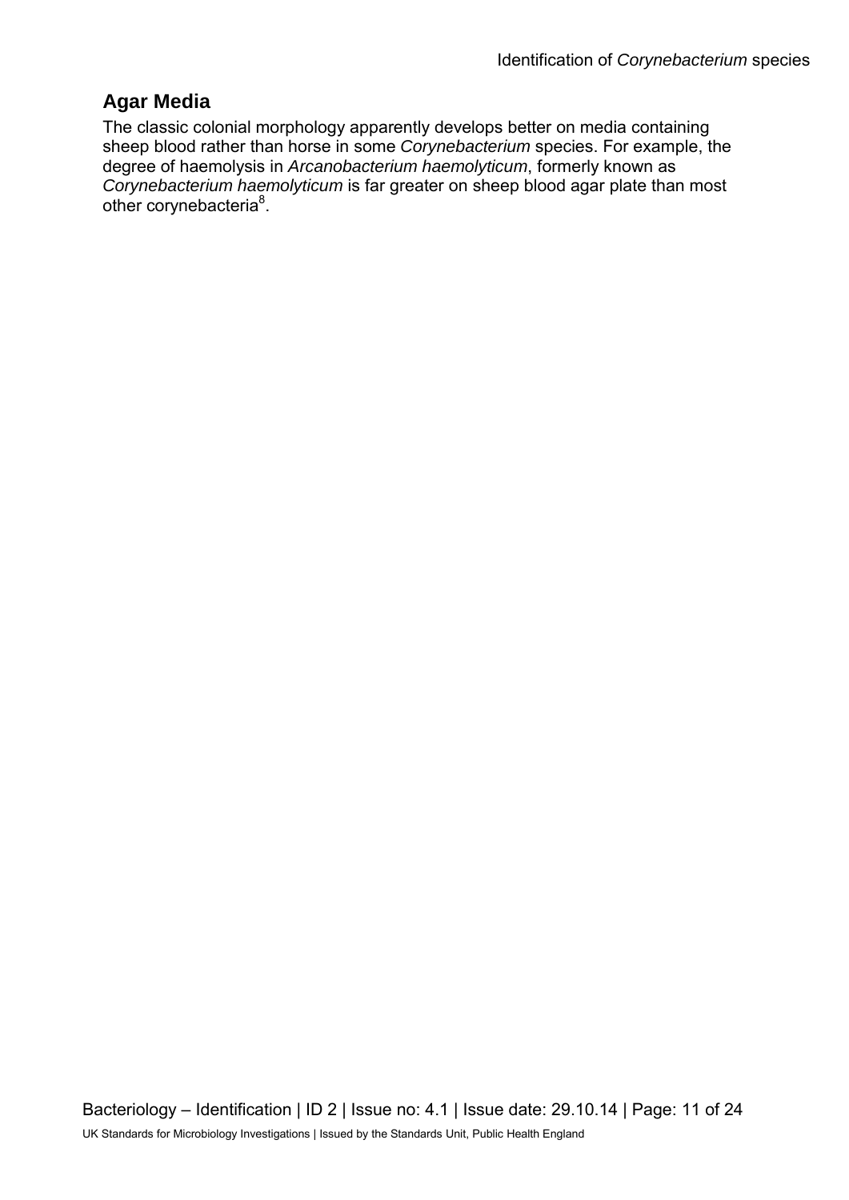## Agar Media

The classic colonial morphology apparently develops better on media containing sheep blood rather than horse in some *Corynebacterium* species. For example, the degree of haemolysis in *Arcanobacterium haemolyticum*, formerly known as *Corynebacterium haemolyticum* is far greater on sheep blood agar plate than most other corynebacteria[8].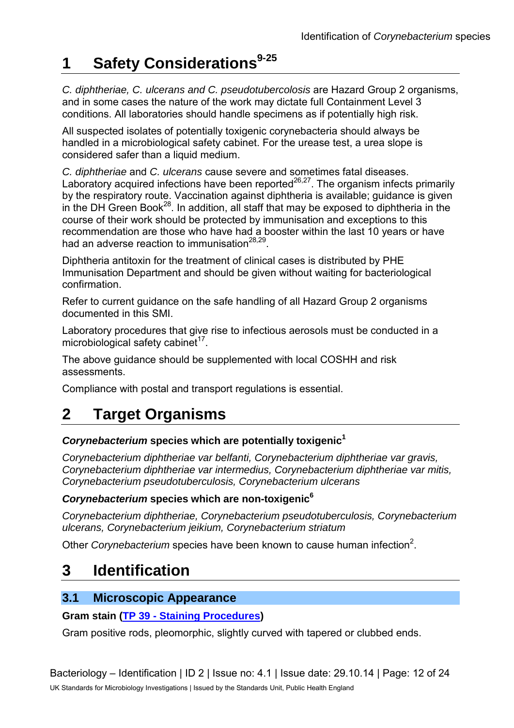# 1 Safety Considerations[9-25]

*C. diphtheriae, C. ulcerans and C. pseudotubercolosis* are Hazard Group 2 organisms, and in some cases the nature of the work may dictate full Containment Level 3 conditions. All laboratories should handle specimens as if potentially high risk.

All suspected isolates of potentially toxigenic corynebacteria should always be handled in a microbiological safety cabinet. For the urease test, a urea slope is considered safer than a liquid medium.

*C. diphtheriae* and *C. ulcerans* cause severe and sometimes fatal diseases. Laboratory acquired infections have been reported[26,27]. The organism infects primarily by the respiratory route. Vaccination against diphtheria is available; guidance is given in the DH Green Book[28]. In addition, all staff that may be exposed to diphtheria in the course of their work should be protected by immunisation and exceptions to this recommendation are those who have had a booster within the last 10 years or have had an adverse reaction to immunisation[28,29].

Diphtheria antitoxin for the treatment of clinical cases is distributed by PHE Immunisation Department and should be given without waiting for bacteriological confirmation.

Refer to current guidance on the safe handling of all Hazard Group 2 organisms documented in this SMI.

Laboratory procedures that give rise to infectious aerosols must be conducted in a microbiological safety cabinet[17].

The above guidance should be supplemented with local COSHH and risk assessments.

Compliance with postal and transport regulations is essential.

# 2 Target Organisms

**_Corynebacterium_ species which are potentially toxigenic[1]**

*Corynebacterium diphtheriae var belfanti, Corynebacterium diphtheriae var gravis, Corynebacterium diphtheriae var intermedius, Corynebacterium diphtheriae var mitis, Corynebacterium pseudotuberculosis, Corynebacterium ulcerans*

**_Corynebacterium_ species which are non-toxigenic[6]**

*Corynebacterium diphtheriae, Corynebacterium pseudotuberculosis, Corynebacterium ulcerans, Corynebacterium jeikium, Corynebacterium striatum*

Other *Corynebacterium* species have been known to cause human infection[2].

# 3 Identification

## 3.1 Microscopic Appearance

**Gram stain (TP 39 - Staining Procedures)**

Gram positive rods, pleomorphic, slightly curved with tapered or clubbed ends.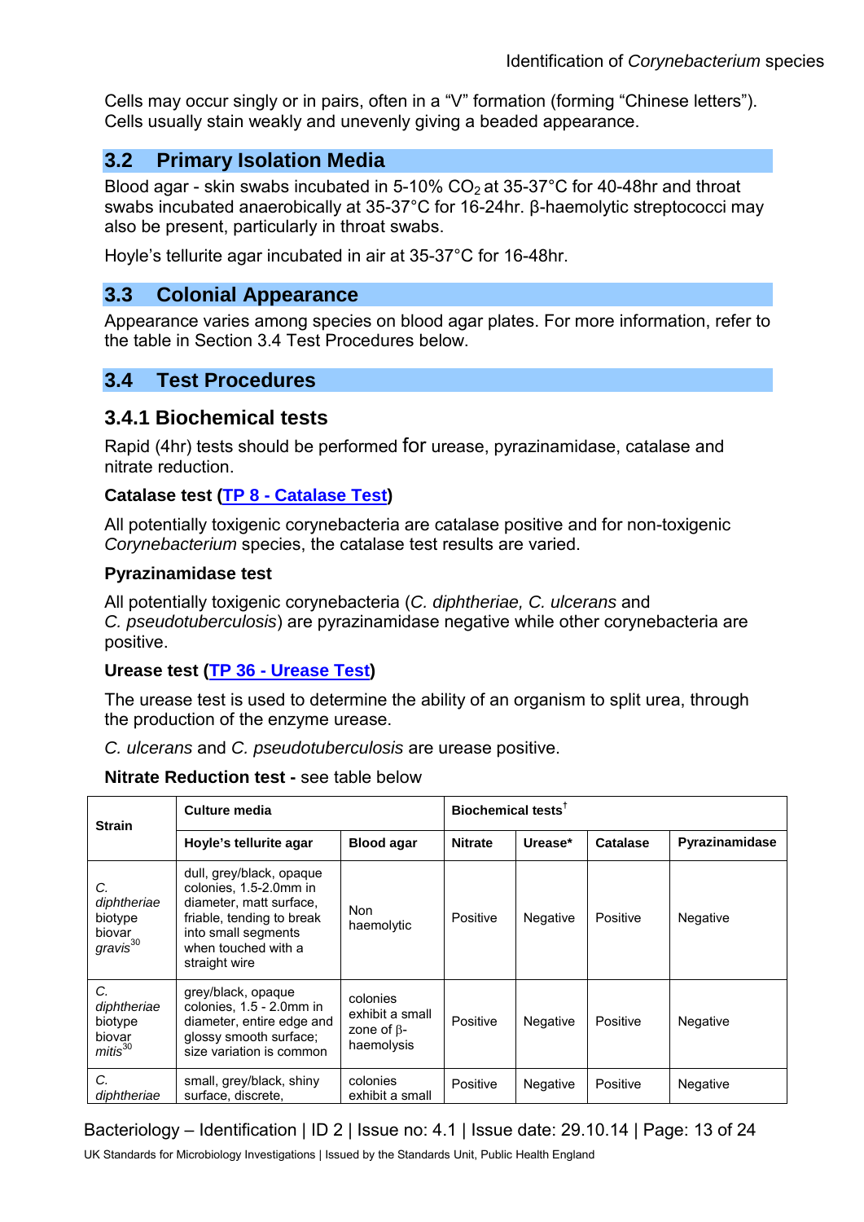Cells may occur singly or in pairs, often in a "V" formation (forming "Chinese letters"). Cells usually stain weakly and unevenly giving a beaded appearance.

## 3.2 Primary Isolation Media

Blood agar - skin swabs incubated in 5-10% $CO_2$ at 35-37°C for 40-48hr and throat swabs incubated anaerobically at 35-37°C for 16-24hr. β-haemolytic streptococci may also be present, particularly in throat swabs.

Hoyle's tellurite agar incubated in air at 35-37°C for 16-48hr.

## 3.3 Colonial Appearance

Appearance varies among species on blood agar plates. For more information, refer to the table in Section 3.4 Test Procedures below.

## 3.4 Test Procedures

### 3.4.1 Biochemical tests

Rapid (4hr) tests should be performed for urease, pyrazinamidase, catalase and nitrate reduction.

**Catalase test (TP 8 - Catalase Test)**

All potentially toxigenic corynebacteria are catalase positive and for non-toxigenic *Corynebacterium* species, the catalase test results are varied.

**Pyrazinamidase test**

All potentially toxigenic corynebacteria (*C. diphtheriae, C. ulcerans* and *C. pseudotuberculosis*) are pyrazinamidase negative while other corynebacteria are positive.

**Urease test (TP 36 - Urease Test)**

The urease test is used to determine the ability of an organism to split urea, through the production of the enzyme urease.

*C. ulcerans* and *C. pseudotuberculosis* are urease positive.

**Nitrate Reduction test** - see table below

| Strain | Culture media | | Biochemical tests† | | | |
|---|---|---|---|---|---|---|
| | Hoyle's tellurite agar | Blood agar | Nitrate | Urease* | Catalase | Pyrazinamidase |
| *C. diphtheriae* biotype biovar *gravis*[30] | dull, grey/black, opaque colonies, 1.5-2.0mm in diameter, matt surface, friable, tending to break into small segments when touched with a straight wire | Non haemolytic | Positive | Negative | Positive | Negative |
| *C. diphtheriae* biotype biovar *mitis*[30] | grey/black, opaque colonies, 1.5 - 2.0mm in diameter, entire edge and glossy smooth surface; size variation is common | colonies exhibit a small zone of β-haemolysis | Positive | Negative | Positive | Negative |
| *C. diphtheriae* | small, grey/black, shiny surface, discrete, | colonies exhibit a small | Positive | Negative | Positive | Negative |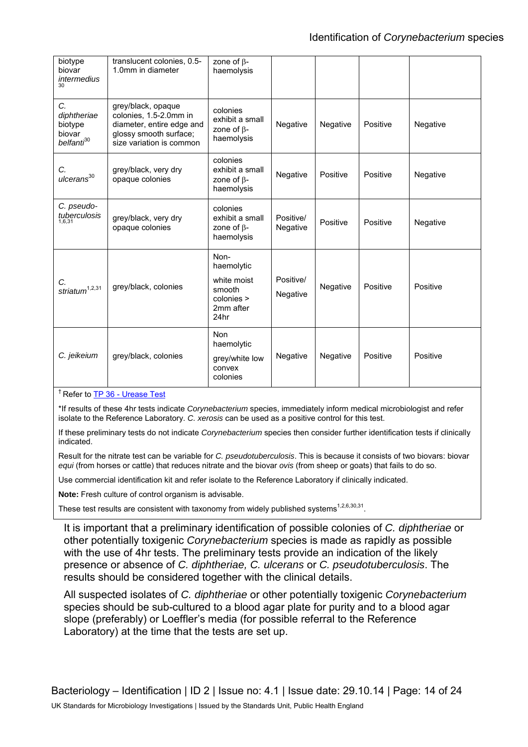| | | | | | | |
|---|---|---|---|---|---|---|
| biotype biovar *intermedius*[30] | translucent colonies, 0.5-1.0mm in diameter | zone of β-haemolysis | | | | |
| *C. diphtheriae* biotype biovar *belfanti*[30] | grey/black, opaque colonies, 1.5-2.0mm in diameter, entire edge and glossy smooth surface; size variation is common | colonies exhibit a small zone of β-haemolysis | Negative | Negative | Positive | Negative |
| *C. ulcerans*[30] | grey/black, very dry opaque colonies | colonies exhibit a small zone of β-haemolysis | Negative | Positive | Positive | Negative |
| *C. pseudo-tuberculosis*[1,6,31] | grey/black, very dry opaque colonies | colonies exhibit a small zone of β-haemolysis | Positive/ Negative | Positive | Positive | Negative |
| *C. striatum*[1,2,31] | grey/black, colonies | Non-haemolytic white moist smooth colonies > 2mm after 24hr | Positive/ Negative | Negative | Positive | Positive |
| *C. jeikeium* | grey/black, colonies | Non haemolytic grey/white low convex colonies | Negative | Negative | Positive | Positive |

† Refer to TP 36 - Urease Test

*If results of these 4hr tests indicate *Corynebacterium* species, immediately inform medical microbiologist and refer isolate to the Reference Laboratory. *C. xerosis* can be used as a positive control for this test.

If these preliminary tests do not indicate *Corynebacterium* species then consider further identification tests if clinically indicated.

Result for the nitrate test can be variable for *C. pseudotuberculosis*. This is because it consists of two biovars: biovar *equi* (from horses or cattle) that reduces nitrate and the biovar *ovis* (from sheep or goats) that fails to do so.

Use commercial identification kit and refer isolate to the Reference Laboratory if clinically indicated.

**Note:** Fresh culture of control organism is advisable.

These test results are consistent with taxonomy from widely published systems[1,2,6,30,31].

It is important that a preliminary identification of possible colonies of *C. diphtheriae* or other potentially toxigenic *Corynebacterium* species is made as rapidly as possible with the use of 4hr tests. The preliminary tests provide an indication of the likely presence or absence of *C. diphtheriae, C. ulcerans* or *C. pseudotuberculosis*. The results should be considered together with the clinical details.

All suspected isolates of *C. diphtheriae* or other potentially toxigenic *Corynebacterium* species should be sub-cultured to a blood agar plate for purity and to a blood agar slope (preferably) or Loeffler's media (for possible referral to the Reference Laboratory) at the time that the tests are set up.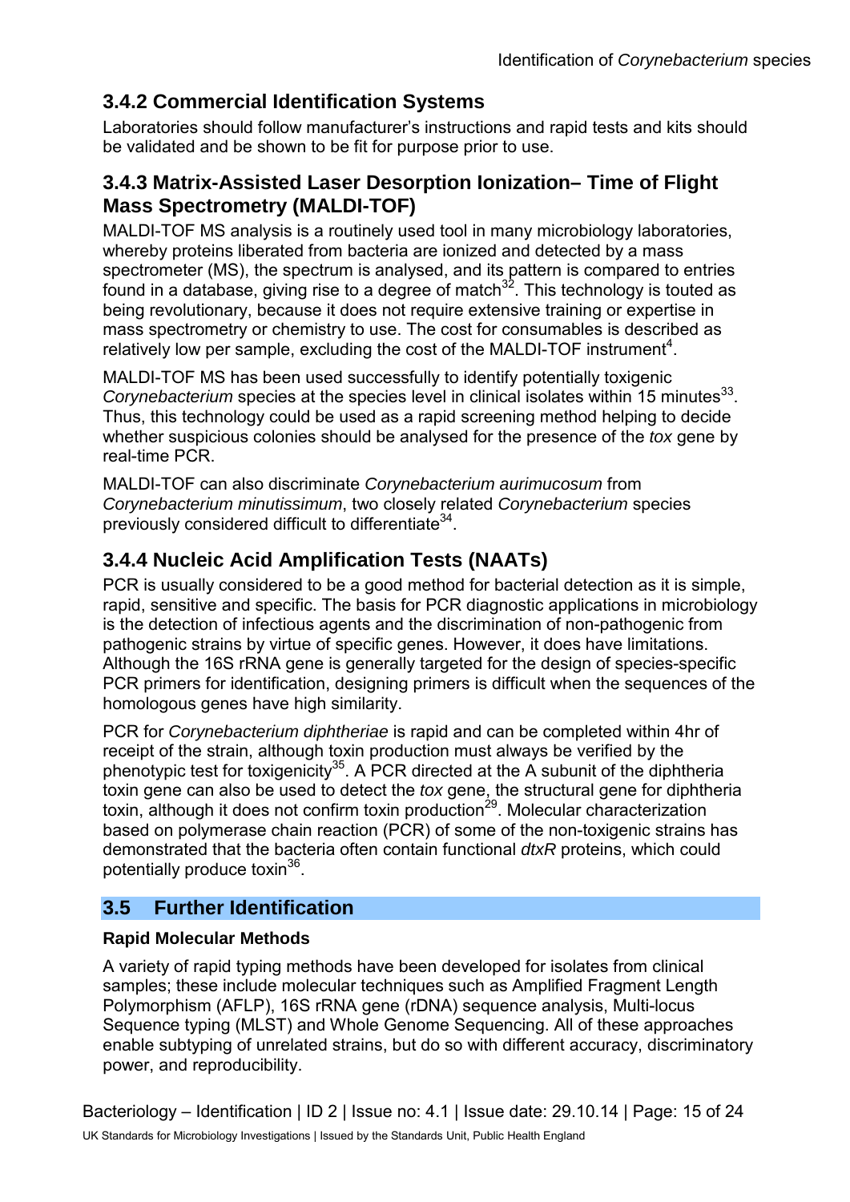### 3.4.2 Commercial Identification Systems

Laboratories should follow manufacturer's instructions and rapid tests and kits should be validated and be shown to be fit for purpose prior to use.

### 3.4.3 Matrix-Assisted Laser Desorption Ionization– Time of Flight Mass Spectrometry (MALDI-TOF)

MALDI-TOF MS analysis is a routinely used tool in many microbiology laboratories, whereby proteins liberated from bacteria are ionized and detected by a mass spectrometer (MS), the spectrum is analysed, and its pattern is compared to entries found in a database, giving rise to a degree of match[32]. This technology is touted as being revolutionary, because it does not require extensive training or expertise in mass spectrometry or chemistry to use. The cost for consumables is described as relatively low per sample, excluding the cost of the MALDI-TOF instrument[4].

MALDI-TOF MS has been used successfully to identify potentially toxigenic *Corynebacterium* species at the species level in clinical isolates within 15 minutes[33]. Thus, this technology could be used as a rapid screening method helping to decide whether suspicious colonies should be analysed for the presence of the *tox* gene by real-time PCR.

MALDI-TOF can also discriminate *Corynebacterium aurimucosum* from *Corynebacterium minutissimum*, two closely related *Corynebacterium* species previously considered difficult to differentiate[34].

### 3.4.4 Nucleic Acid Amplification Tests (NAATs)

PCR is usually considered to be a good method for bacterial detection as it is simple, rapid, sensitive and specific. The basis for PCR diagnostic applications in microbiology is the detection of infectious agents and the discrimination of non-pathogenic from pathogenic strains by virtue of specific genes. However, it does have limitations. Although the 16S rRNA gene is generally targeted for the design of species-specific PCR primers for identification, designing primers is difficult when the sequences of the homologous genes have high similarity.

PCR for *Corynebacterium diphtheriae* is rapid and can be completed within 4hr of receipt of the strain, although toxin production must always be verified by the phenotypic test for toxigenicity[35]. A PCR directed at the A subunit of the diphtheria toxin gene can also be used to detect the *tox* gene, the structural gene for diphtheria toxin, although it does not confirm toxin production[29]. Molecular characterization based on polymerase chain reaction (PCR) of some of the non-toxigenic strains has demonstrated that the bacteria often contain functional *dtxR* proteins, which could potentially produce toxin[36].

## 3.5 Further Identification

**Rapid Molecular Methods**

A variety of rapid typing methods have been developed for isolates from clinical samples; these include molecular techniques such as Amplified Fragment Length Polymorphism (AFLP), 16S rRNA gene (rDNA) sequence analysis, Multi-locus Sequence typing (MLST) and Whole Genome Sequencing. All of these approaches enable subtyping of unrelated strains, but do so with different accuracy, discriminatory power, and reproducibility.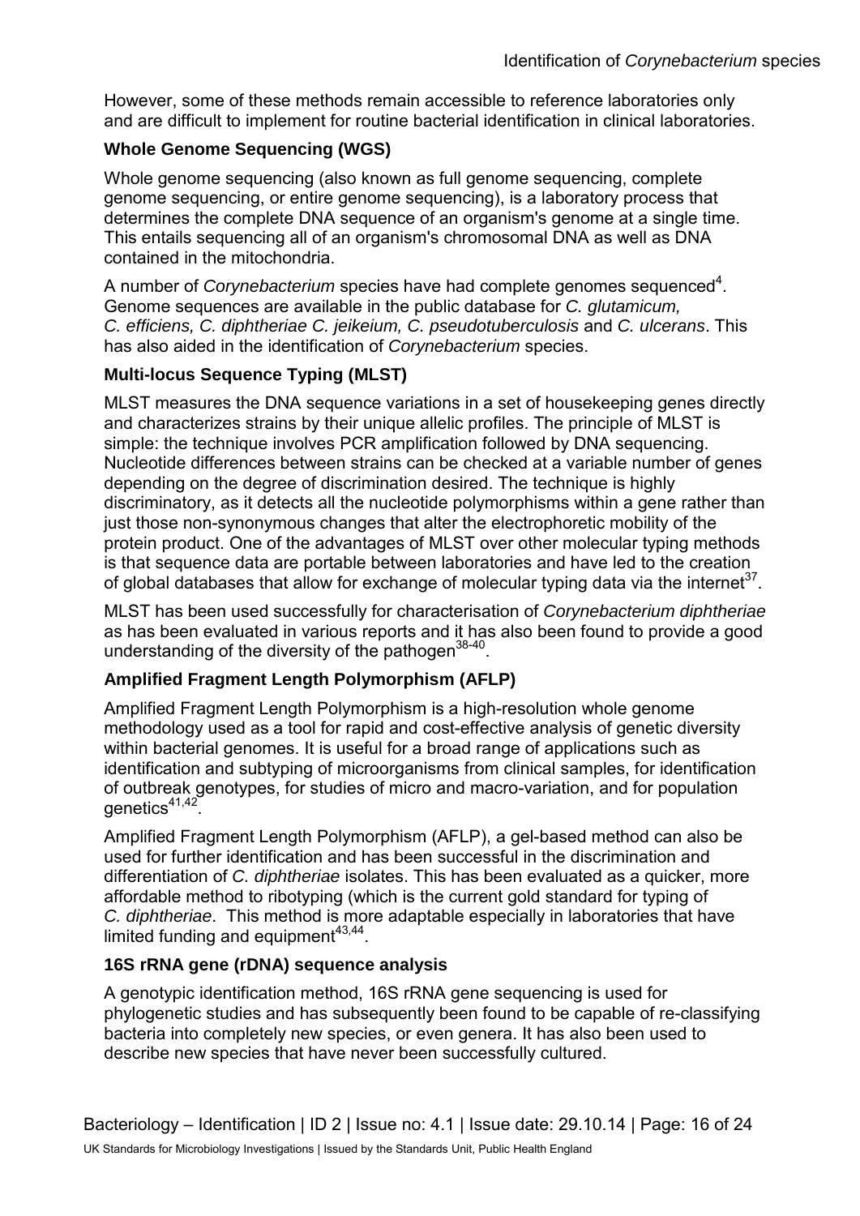However, some of these methods remain accessible to reference laboratories only and are difficult to implement for routine bacterial identification in clinical laboratories.

**Whole Genome Sequencing (WGS)**

Whole genome sequencing (also known as full genome sequencing, complete genome sequencing, or entire genome sequencing), is a laboratory process that determines the complete DNA sequence of an organism's genome at a single time. This entails sequencing all of an organism's chromosomal DNA as well as DNA contained in the mitochondria.

A number of *Corynebacterium* species have had complete genomes sequenced[4]. Genome sequences are available in the public database for *C. glutamicum, C. efficiens, C. diphtheriae C. jeikeium, C. pseudotuberculosis* and *C. ulcerans*. This has also aided in the identification of *Corynebacterium* species.

**Multi-locus Sequence Typing (MLST)**

MLST measures the DNA sequence variations in a set of housekeeping genes directly and characterizes strains by their unique allelic profiles. The principle of MLST is simple: the technique involves PCR amplification followed by DNA sequencing. Nucleotide differences between strains can be checked at a variable number of genes depending on the degree of discrimination desired. The technique is highly discriminatory, as it detects all the nucleotide polymorphisms within a gene rather than just those non-synonymous changes that alter the electrophoretic mobility of the protein product. One of the advantages of MLST over other molecular typing methods is that sequence data are portable between laboratories and have led to the creation of global databases that allow for exchange of molecular typing data via the internet[37].

MLST has been used successfully for characterisation of *Corynebacterium diphtheriae* as has been evaluated in various reports and it has also been found to provide a good understanding of the diversity of the pathogen[38-40].

**Amplified Fragment Length Polymorphism (AFLP)**

Amplified Fragment Length Polymorphism is a high-resolution whole genome methodology used as a tool for rapid and cost-effective analysis of genetic diversity within bacterial genomes. It is useful for a broad range of applications such as identification and subtyping of microorganisms from clinical samples, for identification of outbreak genotypes, for studies of micro and macro-variation, and for population genetics[41,42].

Amplified Fragment Length Polymorphism (AFLP), a gel-based method can also be used for further identification and has been successful in the discrimination and differentiation of *C. diphtheriae* isolates. This has been evaluated as a quicker, more affordable method to ribotyping (which is the current gold standard for typing of *C. diphtheriae*. This method is more adaptable especially in laboratories that have limited funding and equipment[43,44].

**16S rRNA gene (rDNA) sequence analysis**

A genotypic identification method, 16S rRNA gene sequencing is used for phylogenetic studies and has subsequently been found to be capable of re-classifying bacteria into completely new species, or even genera. It has also been used to describe new species that have never been successfully cultured.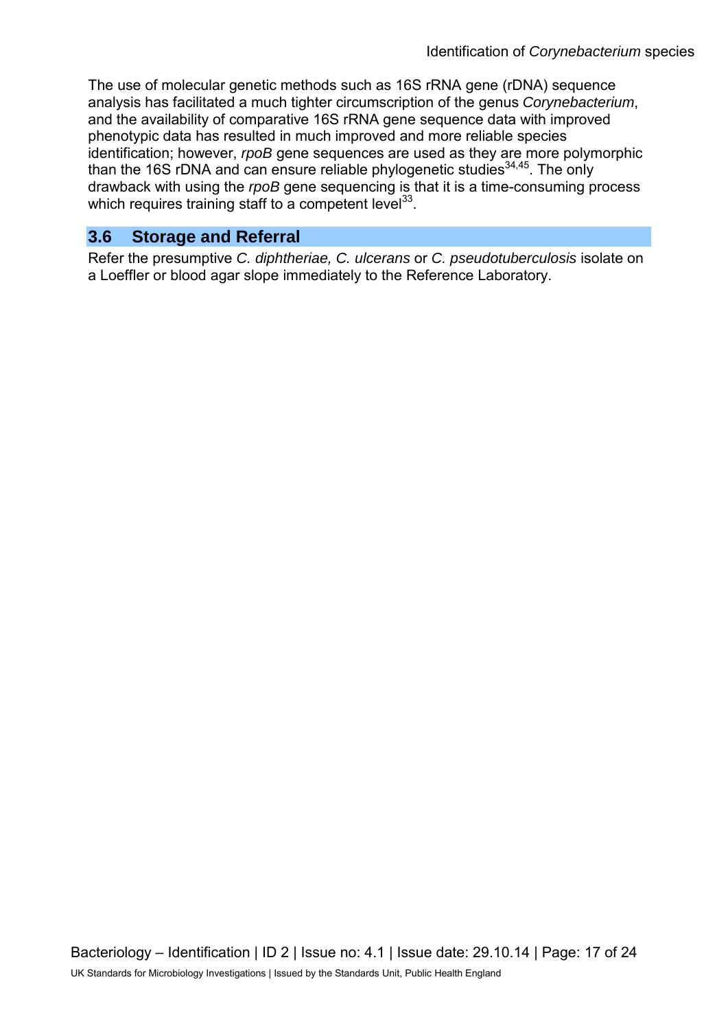The use of molecular genetic methods such as 16S rRNA gene (rDNA) sequence analysis has facilitated a much tighter circumscription of the genus *Corynebacterium*, and the availability of comparative 16S rRNA gene sequence data with improved phenotypic data has resulted in much improved and more reliable species identification; however, *rpoB* gene sequences are used as they are more polymorphic than the 16S rDNA and can ensure reliable phylogenetic studies[34,45]. The only drawback with using the *rpoB* gene sequencing is that it is a time-consuming process which requires training staff to a competent level[33].

## 3.6 Storage and Referral

Refer the presumptive *C. diphtheriae, C. ulcerans* or *C. pseudotuberculosis* isolate on a Loeffler or blood agar slope immediately to the Reference Laboratory.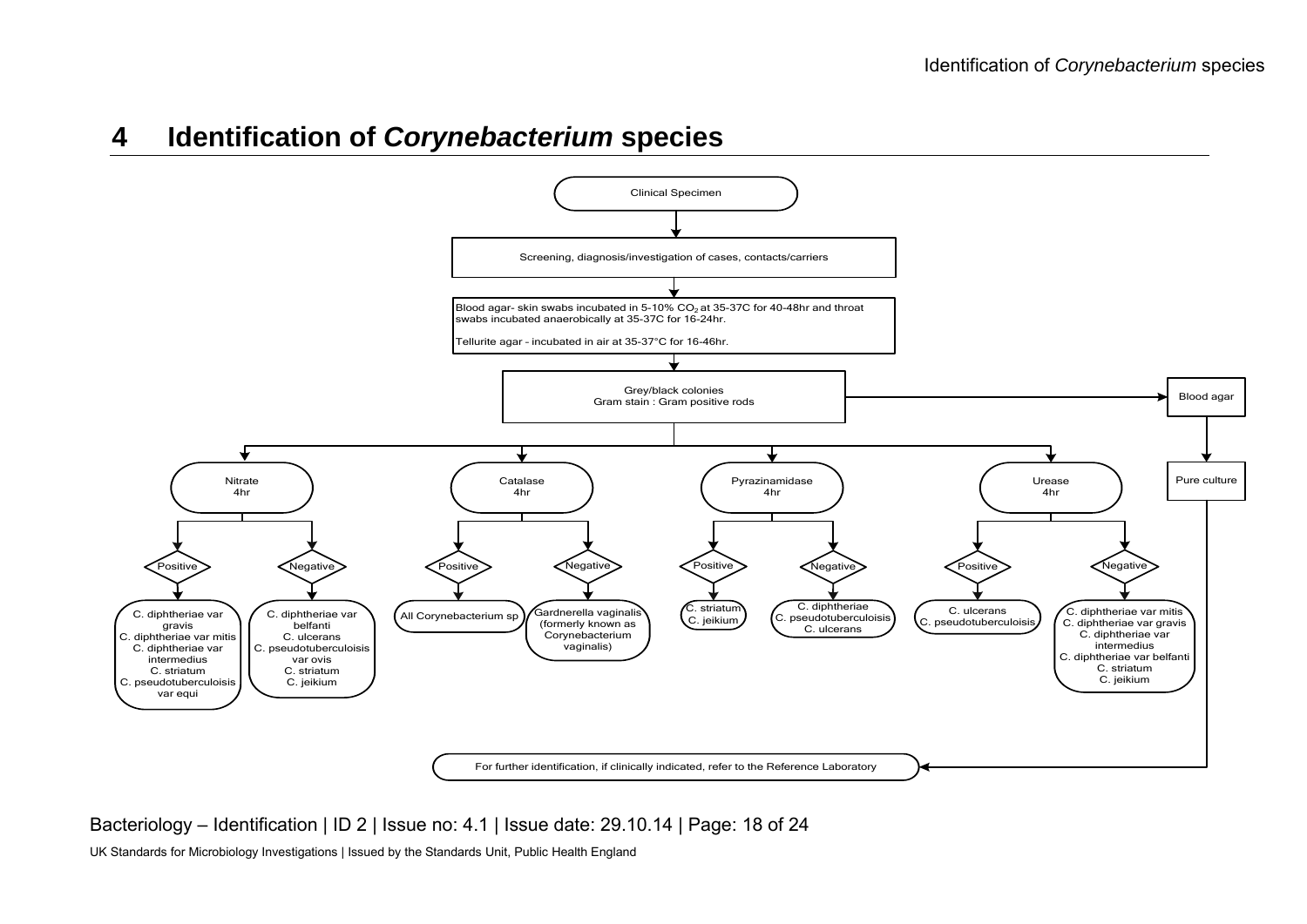## 4 Identification of *Corynebacterium* species

Clinical Specimen

↓

Screening, diagnosis/investigation of cases, contacts/carriers

↓

Blood agar- skin swabs incubated in 5-10% $CO_2$ at 35-37C for 40-48hr and throat swabs incubated anaerobically at 35-37C for 16-24hr.

Tellurite agar - incubated in air at 35-37°C for 16-46hr.

↓

Grey/black colonies
Gram stain : Gram positive rods

→ Blood agar → Pure culture → For further identification, if clinically indicated, refer to the Reference Laboratory

**Nitrate 4hr**

- Positive: C. diphtheriae var gravis, C. diphtheriae var mitis, C. diphtheriae var intermedius, C. striatum, C. pseudotuberculoisis var equi
- Negative: C. diphtheriae var belfanti, C. ulcerans, C. pseudotuberculoisis var ovis, C. striatum, C. jeikium

**Catalase 4hr**

- Positive: All Corynebacterium sp
- Negative: Gardnerella vaginalis (formerly known as Corynebacterium vaginalis)

**Pyrazinamidase 4hr**

- Positive: C. striatum, C. jeikium
- Negative: C. diphtheriae, C. pseudotuberculoisis, C. ulcerans

**Urease 4hr**

- Positive: C. ulcerans, C. pseudotuberculoisis
- Negative: C. diphtheriae var mitis, C. diphtheriae var gravis, C. diphtheriae var intermedius, C. diphtheriae var belfanti, C. striatum, C. jeikium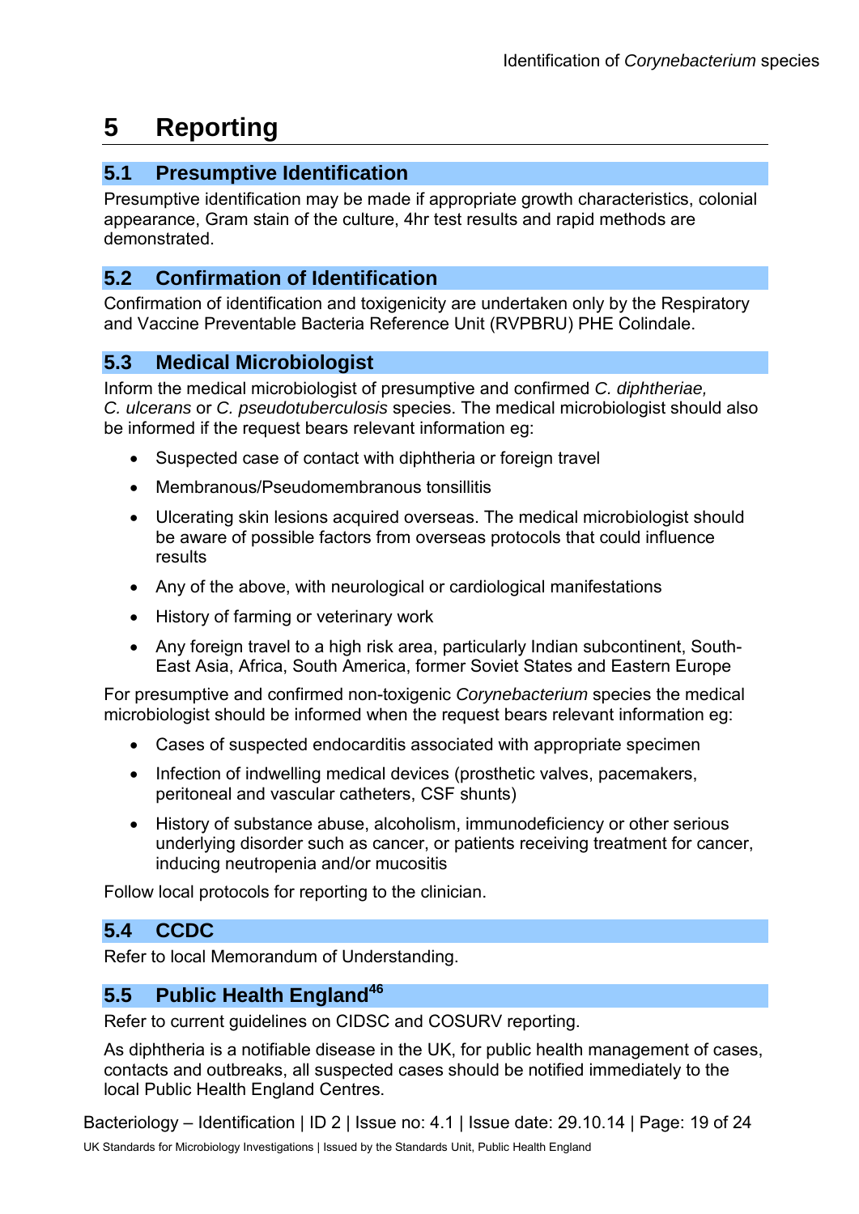# 5 Reporting

## 5.1 Presumptive Identification

Presumptive identification may be made if appropriate growth characteristics, colonial appearance, Gram stain of the culture, 4hr test results and rapid methods are demonstrated.

## 5.2 Confirmation of Identification

Confirmation of identification and toxigenicity are undertaken only by the Respiratory and Vaccine Preventable Bacteria Reference Unit (RVPBRU) PHE Colindale.

## 5.3 Medical Microbiologist

Inform the medical microbiologist of presumptive and confirmed *C. diphtheriae, C. ulcerans* or *C. pseudotuberculosis* species. The medical microbiologist should also be informed if the request bears relevant information eg:

- Suspected case of contact with diphtheria or foreign travel
- Membranous/Pseudomembranous tonsillitis
- Ulcerating skin lesions acquired overseas. The medical microbiologist should be aware of possible factors from overseas protocols that could influence results
- Any of the above, with neurological or cardiological manifestations
- History of farming or veterinary work
- Any foreign travel to a high risk area, particularly Indian subcontinent, South-East Asia, Africa, South America, former Soviet States and Eastern Europe

For presumptive and confirmed non-toxigenic *Corynebacterium* species the medical microbiologist should be informed when the request bears relevant information eg:

- Cases of suspected endocarditis associated with appropriate specimen
- Infection of indwelling medical devices (prosthetic valves, pacemakers, peritoneal and vascular catheters, CSF shunts)
- History of substance abuse, alcoholism, immunodeficiency or other serious underlying disorder such as cancer, or patients receiving treatment for cancer, inducing neutropenia and/or mucositis

Follow local protocols for reporting to the clinician.

## 5.4 CCDC

Refer to local Memorandum of Understanding.

## 5.5 Public Health England[46]

Refer to current guidelines on CIDSC and COSURV reporting.

As diphtheria is a notifiable disease in the UK, for public health management of cases, contacts and outbreaks, all suspected cases should be notified immediately to the local Public Health England Centres.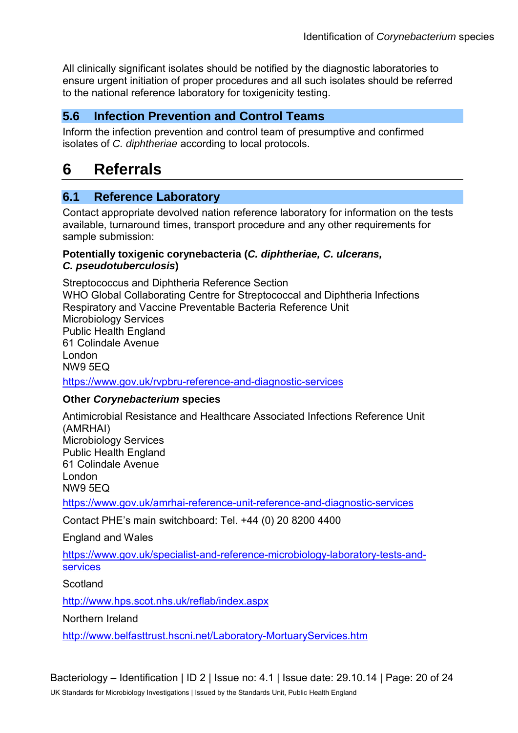All clinically significant isolates should be notified by the diagnostic laboratories to ensure urgent initiation of proper procedures and all such isolates should be referred to the national reference laboratory for toxigenicity testing.

### 5.6 Infection Prevention and Control Teams

Inform the infection prevention and control team of presumptive and confirmed isolates of *C. diphtheriae* according to local protocols.

## 6 Referrals

### 6.1 Reference Laboratory

Contact appropriate devolved nation reference laboratory for information on the tests available, turnaround times, transport procedure and any other requirements for sample submission:

**Potentially toxigenic corynebacteria (*C. diphtheriae, C. ulcerans, C. pseudotuberculosis*)**

Streptococcus and Diphtheria Reference Section
WHO Global Collaborating Centre for Streptococcal and Diphtheria Infections
Respiratory and Vaccine Preventable Bacteria Reference Unit
Microbiology Services
Public Health England
61 Colindale Avenue
London
NW9 5EQ

https://www.gov.uk/rvpbru-reference-and-diagnostic-services

**Other *Corynebacterium* species**

Antimicrobial Resistance and Healthcare Associated Infections Reference Unit (AMRHAI)
Microbiology Services
Public Health England
61 Colindale Avenue
London
NW9 5EQ

https://www.gov.uk/amrhai-reference-unit-reference-and-diagnostic-services

Contact PHE's main switchboard: Tel. +44 (0) 20 8200 4400

England and Wales

https://www.gov.uk/specialist-and-reference-microbiology-laboratory-tests-and-services

Scotland

http://www.hps.scot.nhs.uk/reflab/index.aspx

Northern Ireland

http://www.belfasttrust.hscni.net/Laboratory-MortuaryServices.htm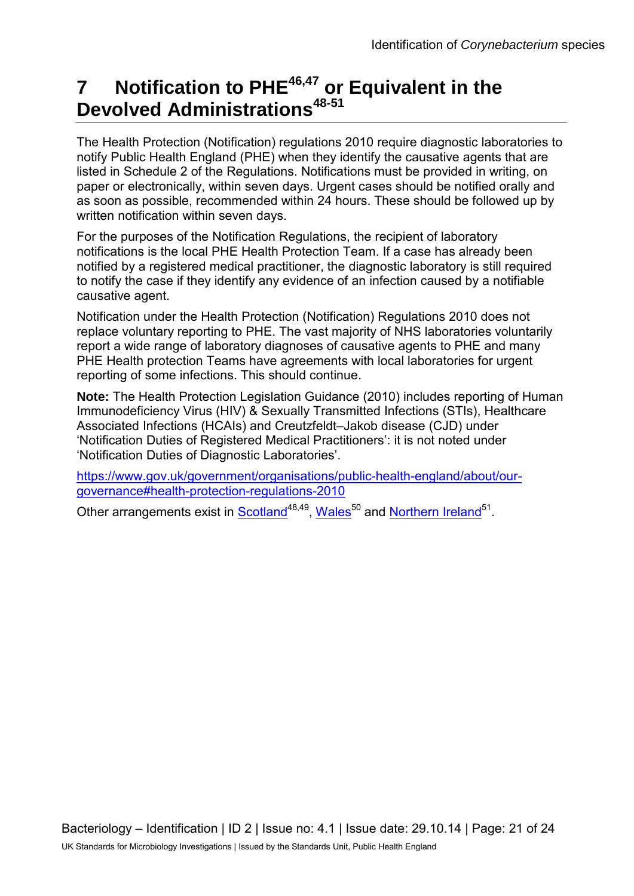# 7 Notification to PHE[46,47] or Equivalent in the Devolved Administrations[48-51]

The Health Protection (Notification) regulations 2010 require diagnostic laboratories to notify Public Health England (PHE) when they identify the causative agents that are listed in Schedule 2 of the Regulations. Notifications must be provided in writing, on paper or electronically, within seven days. Urgent cases should be notified orally and as soon as possible, recommended within 24 hours. These should be followed up by written notification within seven days.

For the purposes of the Notification Regulations, the recipient of laboratory notifications is the local PHE Health Protection Team. If a case has already been notified by a registered medical practitioner, the diagnostic laboratory is still required to notify the case if they identify any evidence of an infection caused by a notifiable causative agent.

Notification under the Health Protection (Notification) Regulations 2010 does not replace voluntary reporting to PHE. The vast majority of NHS laboratories voluntarily report a wide range of laboratory diagnoses of causative agents to PHE and many PHE Health protection Teams have agreements with local laboratories for urgent reporting of some infections. This should continue.

**Note:** The Health Protection Legislation Guidance (2010) includes reporting of Human Immunodeficiency Virus (HIV) & Sexually Transmitted Infections (STIs), Healthcare Associated Infections (HCAIs) and Creutzfeldt–Jakob disease (CJD) under 'Notification Duties of Registered Medical Practitioners': it is not noted under 'Notification Duties of Diagnostic Laboratories'.

https://www.gov.uk/government/organisations/public-health-england/about/our-governance#health-protection-regulations-2010

Other arrangements exist in Scotland[48,49], Wales[50] and Northern Ireland[51].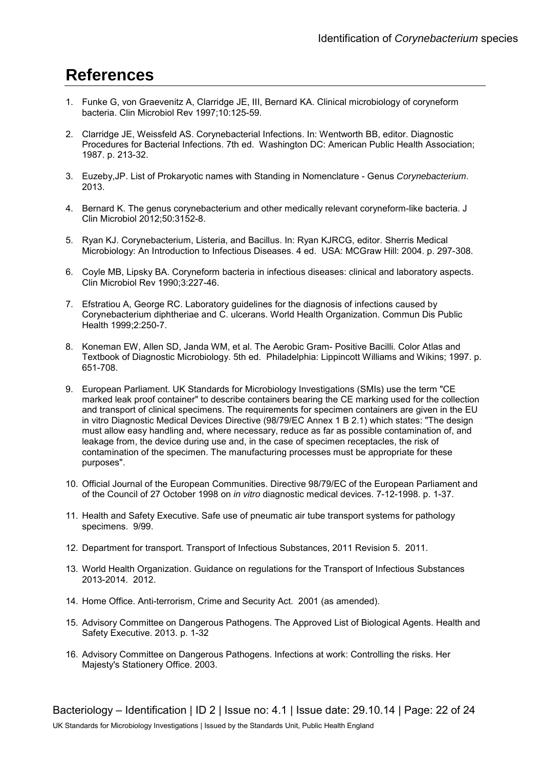## References

1. Funke G, von Graevenitz A, Clarridge JE, III, Bernard KA. Clinical microbiology of coryneform bacteria. Clin Microbiol Rev 1997;10:125-59.

2. Clarridge JE, Weissfeld AS. Corynebacterial Infections. In: Wentworth BB, editor. Diagnostic Procedures for Bacterial Infections. 7th ed. Washington DC: American Public Health Association; 1987. p. 213-32.

3. Euzeby,JP. List of Prokaryotic names with Standing in Nomenclature - Genus *Corynebacterium*. 2013.

4. Bernard K. The genus corynebacterium and other medically relevant coryneform-like bacteria. J Clin Microbiol 2012;50:3152-8.

5. Ryan KJ. Corynebacterium, Listeria, and Bacillus. In: Ryan KJRCG, editor. Sherris Medical Microbiology: An Introduction to Infectious Diseases. 4 ed. USA: MCGraw Hill: 2004. p. 297-308.

6. Coyle MB, Lipsky BA. Coryneform bacteria in infectious diseases: clinical and laboratory aspects. Clin Microbiol Rev 1990;3:227-46.

7. Efstratiou A, George RC. Laboratory guidelines for the diagnosis of infections caused by Corynebacterium diphtheriae and C. ulcerans. World Health Organization. Commun Dis Public Health 1999;2:250-7.

8. Koneman EW, Allen SD, Janda WM, et al. The Aerobic Gram- Positive Bacilli. Color Atlas and Textbook of Diagnostic Microbiology. 5th ed. Philadelphia: Lippincott Williams and Wikins; 1997. p. 651-708.

9. European Parliament. UK Standards for Microbiology Investigations (SMIs) use the term "CE marked leak proof container" to describe containers bearing the CE marking used for the collection and transport of clinical specimens. The requirements for specimen containers are given in the EU in vitro Diagnostic Medical Devices Directive (98/79/EC Annex 1 B 2.1) which states: "The design must allow easy handling and, where necessary, reduce as far as possible contamination of, and leakage from, the device during use and, in the case of specimen receptacles, the risk of contamination of the specimen. The manufacturing processes must be appropriate for these purposes".

10. Official Journal of the European Communities. Directive 98/79/EC of the European Parliament and of the Council of 27 October 1998 on *in vitro* diagnostic medical devices. 7-12-1998. p. 1-37.

11. Health and Safety Executive. Safe use of pneumatic air tube transport systems for pathology specimens. 9/99.

12. Department for transport. Transport of Infectious Substances, 2011 Revision 5. 2011.

13. World Health Organization. Guidance on regulations for the Transport of Infectious Substances 2013-2014. 2012.

14. Home Office. Anti-terrorism, Crime and Security Act. 2001 (as amended).

15. Advisory Committee on Dangerous Pathogens. The Approved List of Biological Agents. Health and Safety Executive. 2013. p. 1-32

16. Advisory Committee on Dangerous Pathogens. Infections at work: Controlling the risks. Her Majesty's Stationery Office. 2003.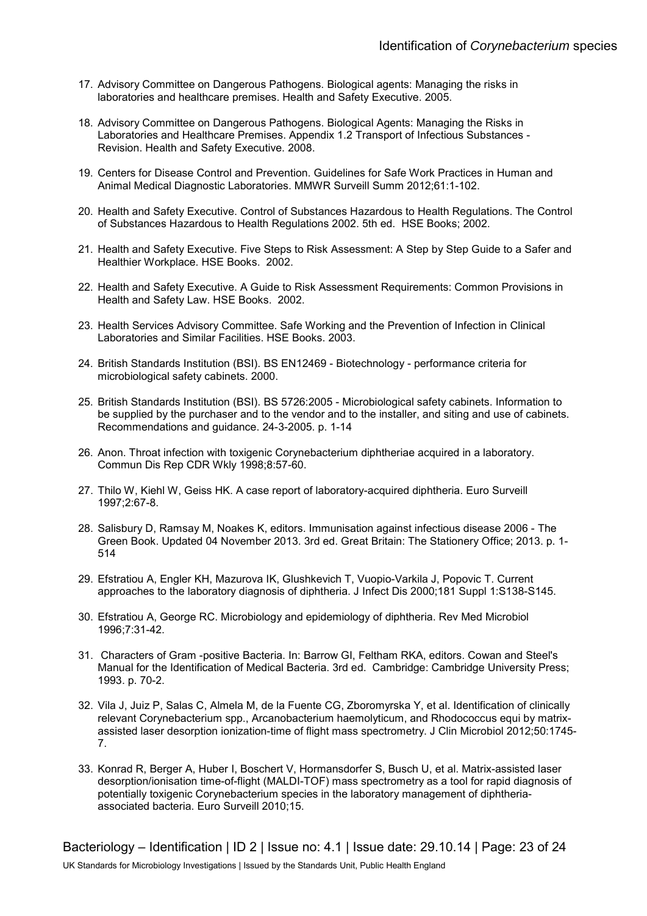17. Advisory Committee on Dangerous Pathogens. Biological agents: Managing the risks in laboratories and healthcare premises. Health and Safety Executive. 2005.

18. Advisory Committee on Dangerous Pathogens. Biological Agents: Managing the Risks in Laboratories and Healthcare Premises. Appendix 1.2 Transport of Infectious Substances - Revision. Health and Safety Executive. 2008.

19. Centers for Disease Control and Prevention. Guidelines for Safe Work Practices in Human and Animal Medical Diagnostic Laboratories. MMWR Surveill Summ 2012;61:1-102.

20. Health and Safety Executive. Control of Substances Hazardous to Health Regulations. The Control of Substances Hazardous to Health Regulations 2002. 5th ed. HSE Books; 2002.

21. Health and Safety Executive. Five Steps to Risk Assessment: A Step by Step Guide to a Safer and Healthier Workplace. HSE Books. 2002.

22. Health and Safety Executive. A Guide to Risk Assessment Requirements: Common Provisions in Health and Safety Law. HSE Books. 2002.

23. Health Services Advisory Committee. Safe Working and the Prevention of Infection in Clinical Laboratories and Similar Facilities. HSE Books. 2003.

24. British Standards Institution (BSI). BS EN12469 - Biotechnology - performance criteria for microbiological safety cabinets. 2000.

25. British Standards Institution (BSI). BS 5726:2005 - Microbiological safety cabinets. Information to be supplied by the purchaser and to the vendor and to the installer, and siting and use of cabinets. Recommendations and guidance. 24-3-2005. p. 1-14

26. Anon. Throat infection with toxigenic Corynebacterium diphtheriae acquired in a laboratory. Commun Dis Rep CDR Wkly 1998;8:57-60.

27. Thilo W, Kiehl W, Geiss HK. A case report of laboratory-acquired diphtheria. Euro Surveill 1997;2:67-8.

28. Salisbury D, Ramsay M, Noakes K, editors. Immunisation against infectious disease 2006 - The Green Book. Updated 04 November 2013. 3rd ed. Great Britain: The Stationery Office; 2013. p. 1-514

29. Efstratiou A, Engler KH, Mazurova IK, Glushkevich T, Vuopio-Varkila J, Popovic T. Current approaches to the laboratory diagnosis of diphtheria. J Infect Dis 2000;181 Suppl 1:S138-S145.

30. Efstratiou A, George RC. Microbiology and epidemiology of diphtheria. Rev Med Microbiol 1996;7:31-42.

31. Characters of Gram -positive Bacteria. In: Barrow GI, Feltham RKA, editors. Cowan and Steel's Manual for the Identification of Medical Bacteria. 3rd ed. Cambridge: Cambridge University Press; 1993. p. 70-2.

32. Vila J, Juiz P, Salas C, Almela M, de la Fuente CG, Zboromyrska Y, et al. Identification of clinically relevant Corynebacterium spp., Arcanobacterium haemolyticum, and Rhodococcus equi by matrix-assisted laser desorption ionization-time of flight mass spectrometry. J Clin Microbiol 2012;50:1745-7.

33. Konrad R, Berger A, Huber I, Boschert V, Hormansdorfer S, Busch U, et al. Matrix-assisted laser desorption/ionisation time-of-flight (MALDI-TOF) mass spectrometry as a tool for rapid diagnosis of potentially toxigenic Corynebacterium species in the laboratory management of diphtheria-associated bacteria. Euro Surveill 2010;15.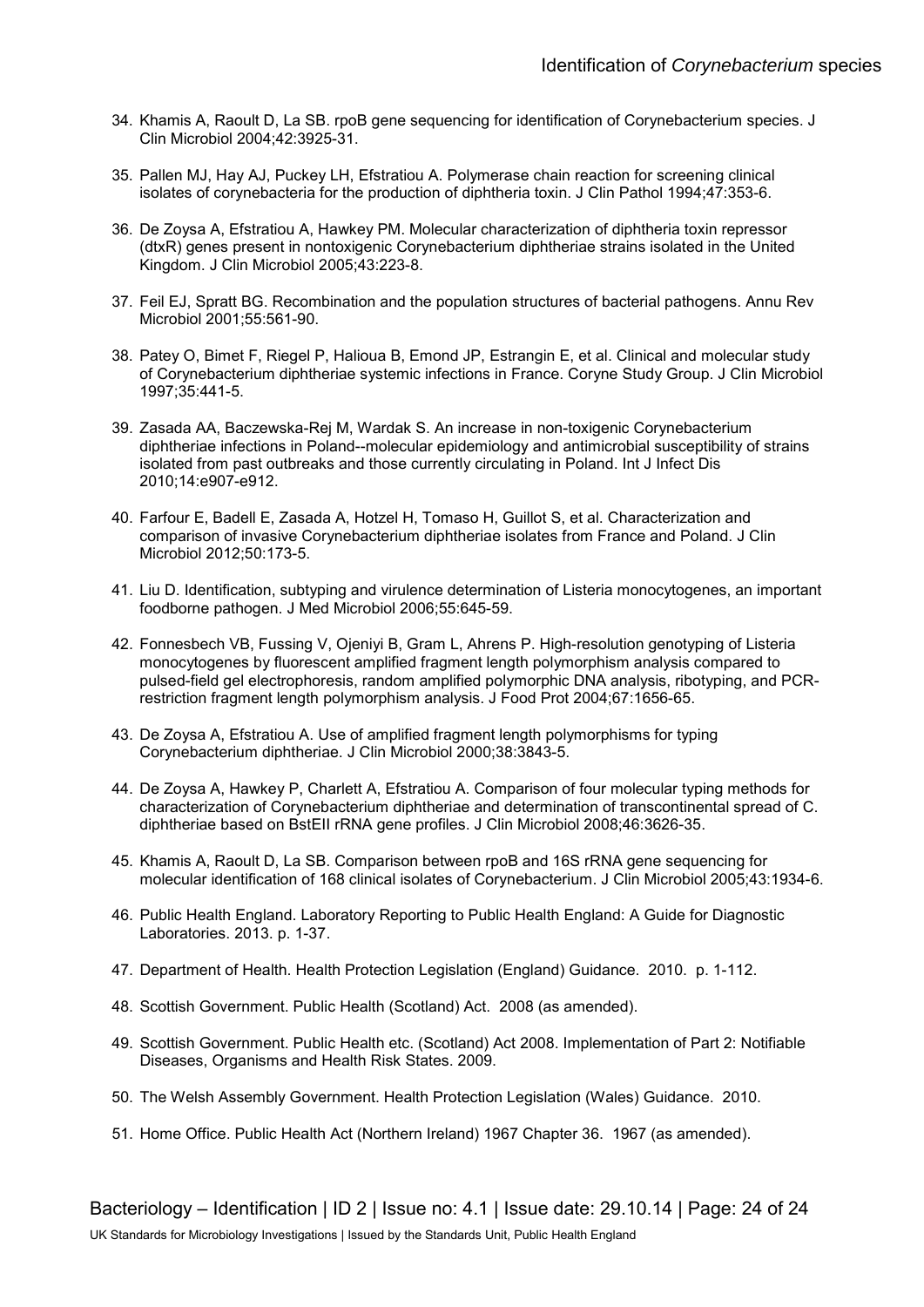34. Khamis A, Raoult D, La SB. rpoB gene sequencing for identification of Corynebacterium species. J Clin Microbiol 2004;42:3925-31.

35. Pallen MJ, Hay AJ, Puckey LH, Efstratiou A. Polymerase chain reaction for screening clinical isolates of corynebacteria for the production of diphtheria toxin. J Clin Pathol 1994;47:353-6.

36. De Zoysa A, Efstratiou A, Hawkey PM. Molecular characterization of diphtheria toxin repressor (dtxR) genes present in nontoxigenic Corynebacterium diphtheriae strains isolated in the United Kingdom. J Clin Microbiol 2005;43:223-8.

37. Feil EJ, Spratt BG. Recombination and the population structures of bacterial pathogens. Annu Rev Microbiol 2001;55:561-90.

38. Patey O, Bimet F, Riegel P, Halioua B, Emond JP, Estrangin E, et al. Clinical and molecular study of Corynebacterium diphtheriae systemic infections in France. Coryne Study Group. J Clin Microbiol 1997;35:441-5.

39. Zasada AA, Baczewska-Rej M, Wardak S. An increase in non-toxigenic Corynebacterium diphtheriae infections in Poland--molecular epidemiology and antimicrobial susceptibility of strains isolated from past outbreaks and those currently circulating in Poland. Int J Infect Dis 2010;14:e907-e912.

40. Farfour E, Badell E, Zasada A, Hotzel H, Tomaso H, Guillot S, et al. Characterization and comparison of invasive Corynebacterium diphtheriae isolates from France and Poland. J Clin Microbiol 2012;50:173-5.

41. Liu D. Identification, subtyping and virulence determination of Listeria monocytogenes, an important foodborne pathogen. J Med Microbiol 2006;55:645-59.

42. Fonnesbech VB, Fussing V, Ojeniyi B, Gram L, Ahrens P. High-resolution genotyping of Listeria monocytogenes by fluorescent amplified fragment length polymorphism analysis compared to pulsed-field gel electrophoresis, random amplified polymorphic DNA analysis, ribotyping, and PCR-restriction fragment length polymorphism analysis. J Food Prot 2004;67:1656-65.

43. De Zoysa A, Efstratiou A. Use of amplified fragment length polymorphisms for typing Corynebacterium diphtheriae. J Clin Microbiol 2000;38:3843-5.

44. De Zoysa A, Hawkey P, Charlett A, Efstratiou A. Comparison of four molecular typing methods for characterization of Corynebacterium diphtheriae and determination of transcontinental spread of C. diphtheriae based on BstEII rRNA gene profiles. J Clin Microbiol 2008;46:3626-35.

45. Khamis A, Raoult D, La SB. Comparison between rpoB and 16S rRNA gene sequencing for molecular identification of 168 clinical isolates of Corynebacterium. J Clin Microbiol 2005;43:1934-6.

46. Public Health England. Laboratory Reporting to Public Health England: A Guide for Diagnostic Laboratories. 2013. p. 1-37.

47. Department of Health. Health Protection Legislation (England) Guidance. 2010. p. 1-112.

48. Scottish Government. Public Health (Scotland) Act. 2008 (as amended).

49. Scottish Government. Public Health etc. (Scotland) Act 2008. Implementation of Part 2: Notifiable Diseases, Organisms and Health Risk States. 2009.

50. The Welsh Assembly Government. Health Protection Legislation (Wales) Guidance. 2010.

51. Home Office. Public Health Act (Northern Ireland) 1967 Chapter 36. 1967 (as amended).